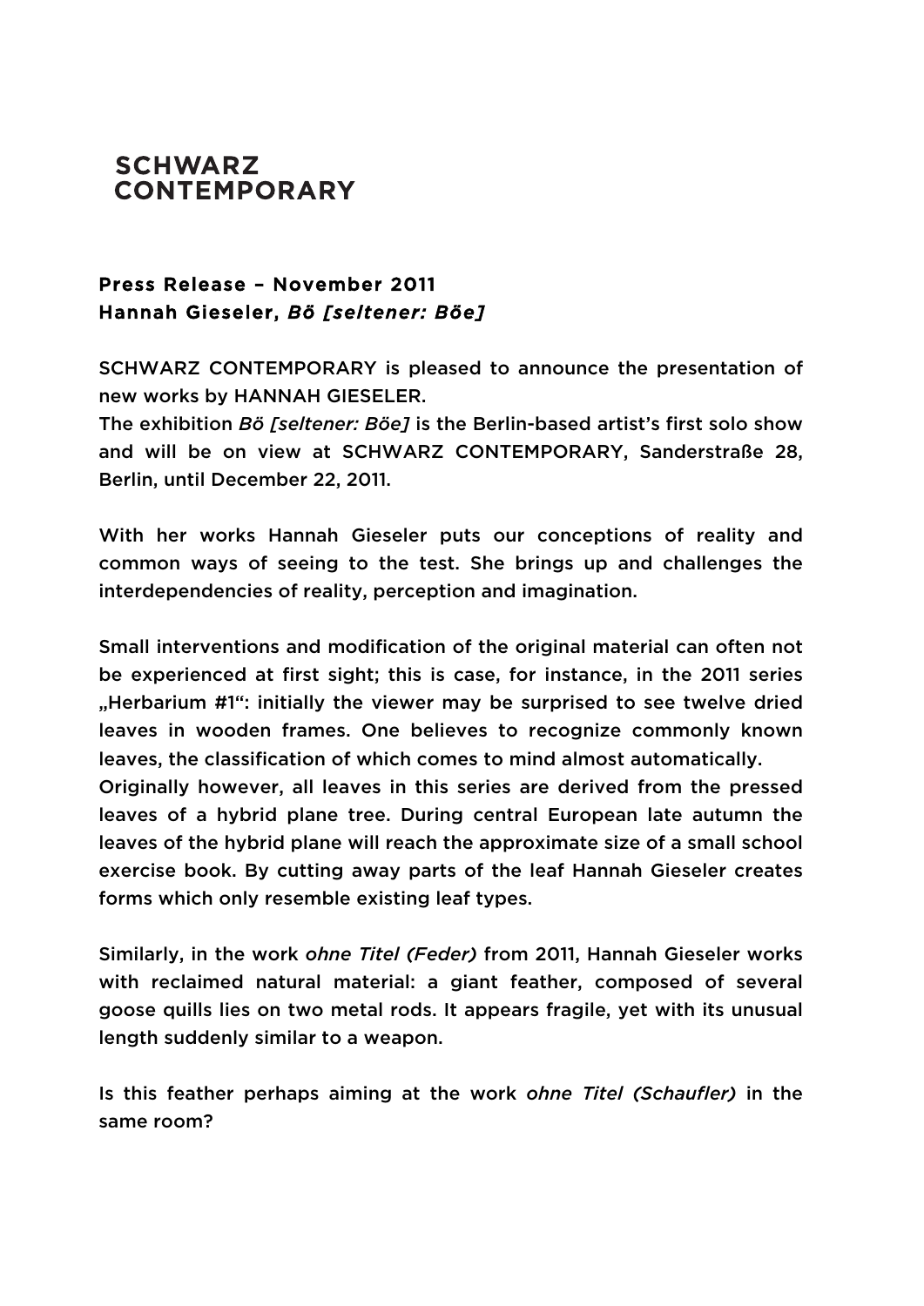**SCHWARZ CONTEMPORARY**

**Press Release – November 2011**
**Hannah Gieseler, *Bő [seltener: Bőe]***

SCHWARZ CONTEMPORARY is pleased to announce the presentation of new works by HANNAH GIESELER.
The exhibition *Bö [seltener: Böe]* is the Berlin-based artist's first solo show and will be on view at SCHWARZ CONTEMPORARY, Sanderstraße 28, Berlin, until December 22, 2011.

With her works Hannah Gieseler puts our conceptions of reality and common ways of seeing to the test. She brings up and challenges the interdependencies of reality, perception and imagination.

Small interventions and modification of the original material can often not be experienced at first sight; this is case, for instance, in the 2011 series „Herbarium #1": initially the viewer may be surprised to see twelve dried leaves in wooden frames. One believes to recognize commonly known leaves, the classification of which comes to mind almost automatically.
Originally however, all leaves in this series are derived from the pressed leaves of a hybrid plane tree. During central European late autumn the leaves of the hybrid plane will reach the approximate size of a small school exercise book. By cutting away parts of the leaf Hannah Gieseler creates forms which only resemble existing leaf types.

Similarly, in the work *ohne Titel (Feder)* from 2011, Hannah Gieseler works with reclaimed natural material: a giant feather, composed of several goose quills lies on two metal rods. It appears fragile, yet with its unusual length suddenly similar to a weapon.

Is this feather perhaps aiming at the work *ohne Titel (Schaufler)* in the same room?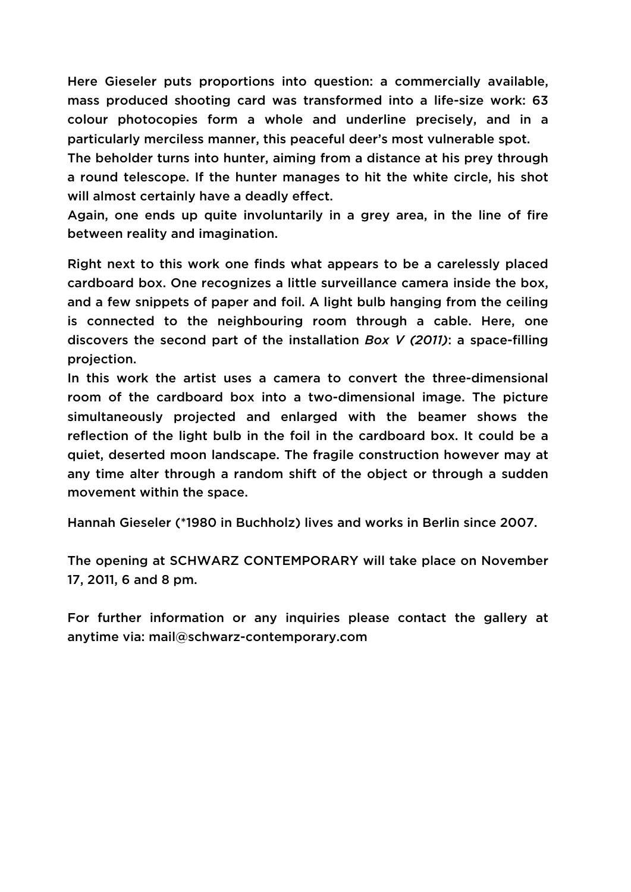Here Gieseler puts proportions into question: a commercially available, mass produced shooting card was transformed into a life-size work: 63 colour photocopies form a whole and underline precisely, and in a particularly merciless manner, this peaceful deer's most vulnerable spot.
The beholder turns into hunter, aiming from a distance at his prey through a round telescope. If the hunter manages to hit the white circle, his shot will almost certainly have a deadly effect.
Again, one ends up quite involuntarily in a grey area, in the line of fire between reality and imagination.

Right next to this work one finds what appears to be a carelessly placed cardboard box. One recognizes a little surveillance camera inside the box, and a few snippets of paper and foil. A light bulb hanging from the ceiling is connected to the neighbouring room through a cable. Here, one discovers the second part of the installation *Box V (2011)*: a space-filling projection.
In this work the artist uses a camera to convert the three-dimensional room of the cardboard box into a two-dimensional image. The picture simultaneously projected and enlarged with the beamer shows the reflection of the light bulb in the foil in the cardboard box. It could be a quiet, deserted moon landscape. The fragile construction however may at any time alter through a random shift of the object or through a sudden movement within the space.

Hannah Gieseler (*1980 in Buchholz) lives and works in Berlin since 2007.

The opening at SCHWARZ CONTEMPORARY will take place on November 17, 2011, 6 and 8 pm.

For further information or any inquiries please contact the gallery at anytime via: mail@schwarz-contemporary.com